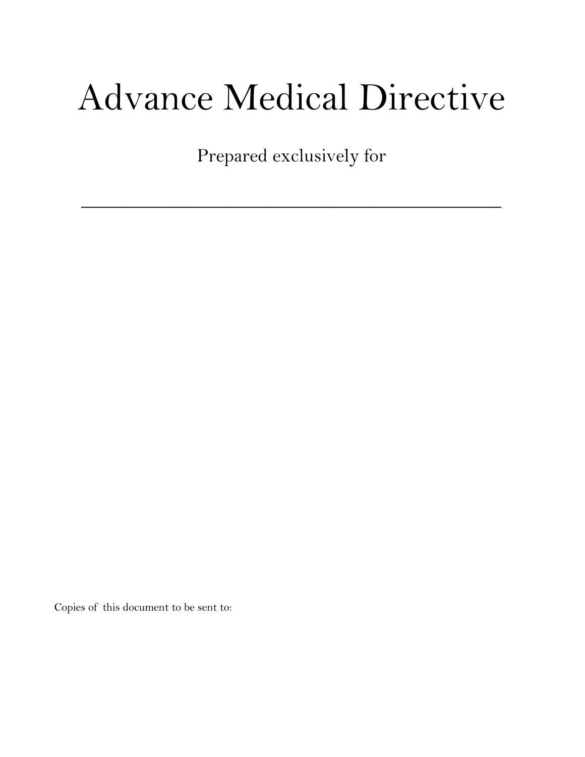# Advance Medical Directive

Prepared exclusively for

\_\_\_\_\_\_\_\_\_\_\_\_\_\_\_\_\_\_\_\_\_\_\_\_\_\_\_\_\_\_\_\_\_\_\_\_\_\_\_\_\_\_\_\_

Copies of this document to be sent to: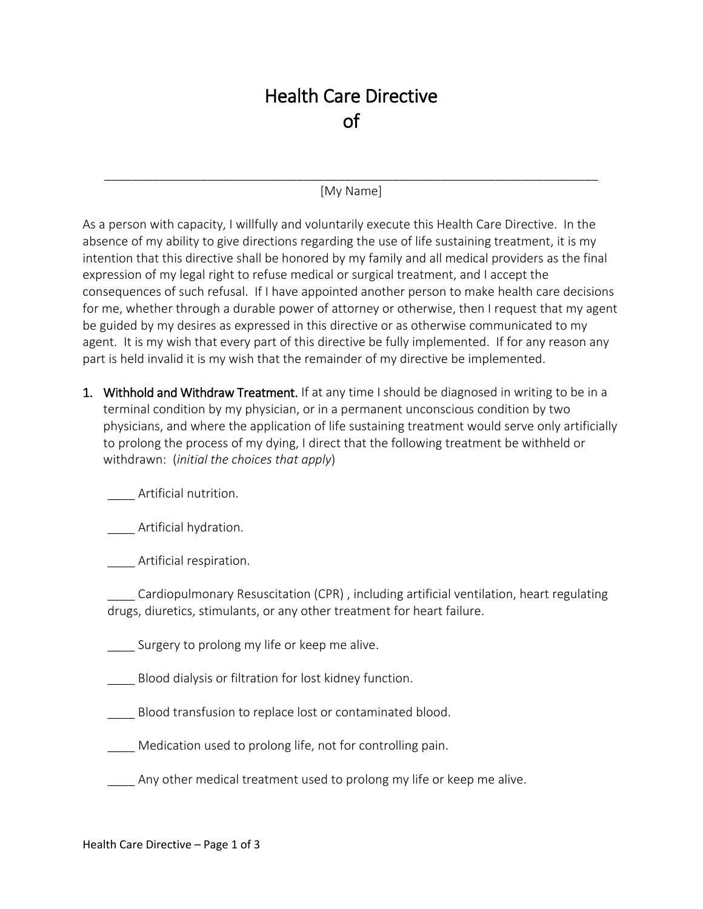# Health Care Directive

# of

\_\_\_\_\_\_\_\_\_\_\_\_\_\_\_\_\_\_\_\_\_\_\_\_\_\_\_\_\_\_\_\_\_\_\_\_\_\_\_\_\_\_\_\_\_\_\_\_\_\_\_\_\_\_\_\_\_\_\_\_\_\_\_\_\_\_\_\_\_\_\_\_

[My Name]

As a person with capacity, I willfully and voluntarily execute this Health Care Directive. In the absence of my ability to give directions regarding the use of life sustaining treatment, it is my intention that this directive shall be honored by my family and all medical providers as the final expression of my legal right to refuse medical or surgical treatment, and I accept the consequences of such refusal. If I have appointed another person to make health care decisions for me, whether through a durable power of attorney or otherwise, then I request that my agent be guided by my desires as expressed in this directive or as otherwise communicated to my agent. It is my wish that every part of this directive be fully implemented. If for any reason any part is held invalid it is my wish that the remainder of my directive be implemented.

1. **Withhold and Withdraw Treatment.** If at any time I should be diagnosed in writing to be in a terminal condition by my physician, or in a permanent unconscious condition by two physicians, and where the application of life sustaining treatment would serve only artificially to prolong the process of my dying, I direct that the following treatment be withheld or withdrawn: (*initial the choices that apply*)

   ____ Artificial nutrition.

   ____ Artificial hydration.

   ____ Artificial respiration.

   ____ Cardiopulmonary Resuscitation (CPR) , including artificial ventilation, heart regulating drugs, diuretics, stimulants, or any other treatment for heart failure.

   ____ Surgery to prolong my life or keep me alive.

   ____ Blood dialysis or filtration for lost kidney function.

   ____ Blood transfusion to replace lost or contaminated blood.

   ____ Medication used to prolong life, not for controlling pain.

   ____ Any other medical treatment used to prolong my life or keep me alive.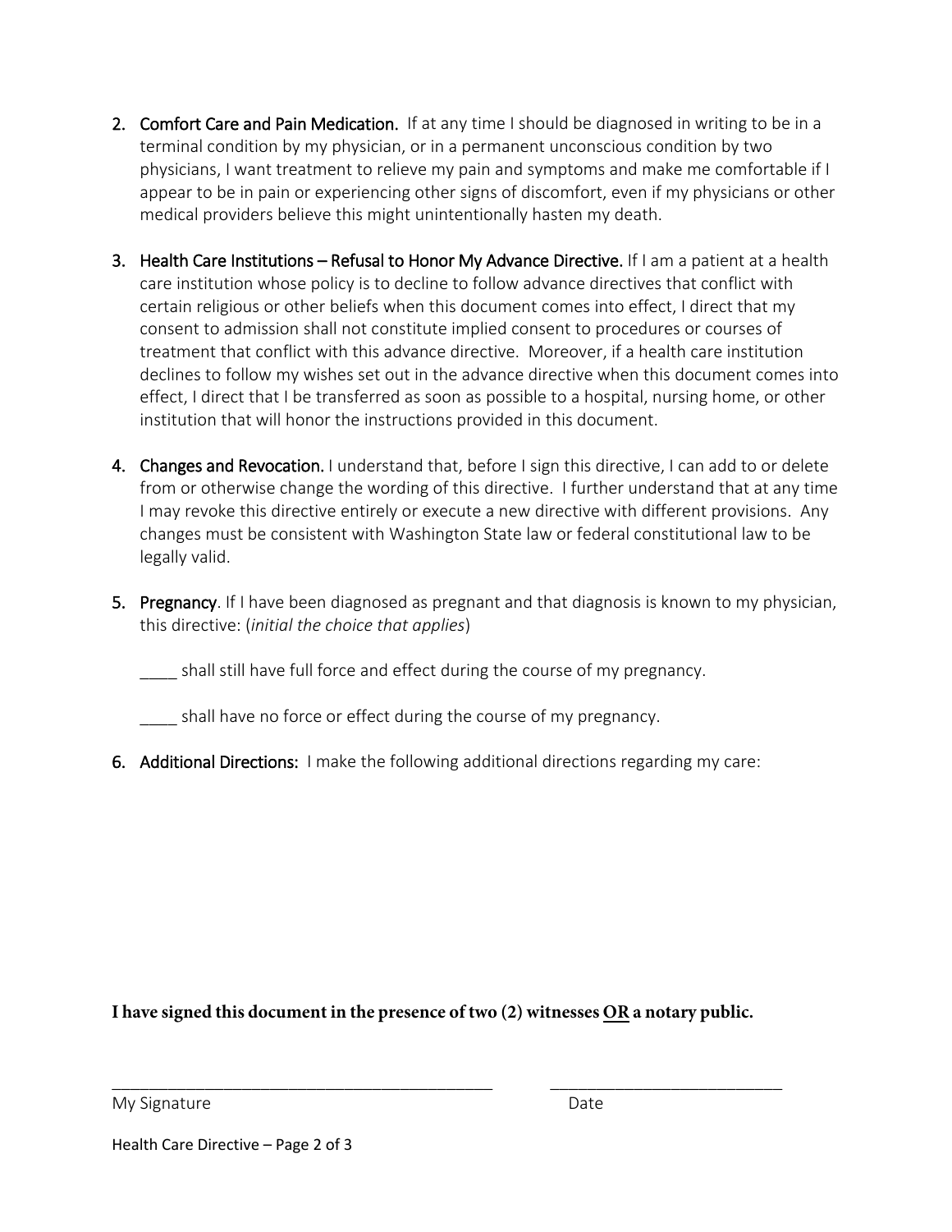2. **Comfort Care and Pain Medication.** If at any time I should be diagnosed in writing to be in a terminal condition by my physician, or in a permanent unconscious condition by two physicians, I want treatment to relieve my pain and symptoms and make me comfortable if I appear to be in pain or experiencing other signs of discomfort, even if my physicians or other medical providers believe this might unintentionally hasten my death.

3. **Health Care Institutions – Refusal to Honor My Advance Directive.** If I am a patient at a health care institution whose policy is to decline to follow advance directives that conflict with certain religious or other beliefs when this document comes into effect, I direct that my consent to admission shall not constitute implied consent to procedures or courses of treatment that conflict with this advance directive. Moreover, if a health care institution declines to follow my wishes set out in the advance directive when this document comes into effect, I direct that I be transferred as soon as possible to a hospital, nursing home, or other institution that will honor the instructions provided in this document.

4. **Changes and Revocation.** I understand that, before I sign this directive, I can add to or delete from or otherwise change the wording of this directive. I further understand that at any time I may revoke this directive entirely or execute a new directive with different provisions. Any changes must be consistent with Washington State law or federal constitutional law to be legally valid.

5. **Pregnancy**. If I have been diagnosed as pregnant and that diagnosis is known to my physician, this directive: (*initial the choice that applies*)

   ____ shall still have full force and effect during the course of my pregnancy.

   ____ shall have no force or effect during the course of my pregnancy.

6. **Additional Directions:** I make the following additional directions regarding my care:

**I have signed this document in the presence of two (2) witnesses <u>OR</u> a notary public.**

\_\_\_\_\_\_\_\_\_\_\_\_\_\_\_\_\_\_\_\_\_\_\_\_\_\_\_\_\_\_\_\_\_\_\_\_\_\_\_\_\_\_ \_\_\_\_\_\_\_\_\_\_\_\_\_\_\_\_\_\_\_\_\_\_\_\_\_\_

My Signature Date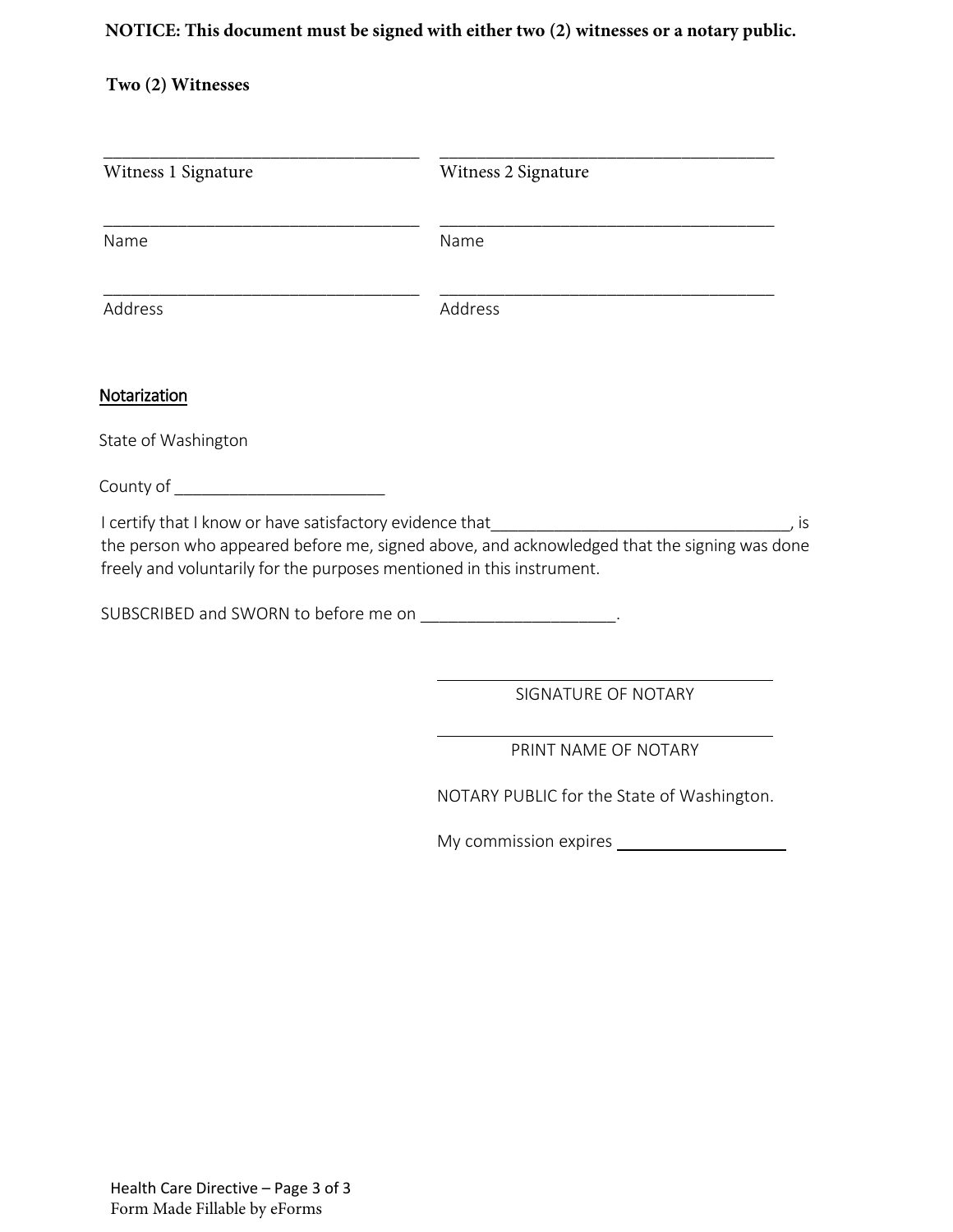**NOTICE: This document must be signed with either two (2) witnesses or a notary public.**

**Two (2) Witnesses**

| | |
|---|---|
| ____________________________________ | ____________________________________ |
| Witness 1 Signature | Witness 2 Signature |
| ____________________________________ | ____________________________________ |
| Name | Name |
| ____________________________________ | ____________________________________ |
| Address | Address |

<u>Notarization</u>

State of Washington

County of _______________________

I certify that I know or have satisfactory evidence that_________________________________, is the person who appeared before me, signed above, and acknowledged that the signing was done freely and voluntarily for the purposes mentioned in this instrument.

SUBSCRIBED and SWORN to before me on ____________________.

____________________________________
SIGNATURE OF NOTARY

____________________________________
PRINT NAME OF NOTARY

NOTARY PUBLIC for the State of Washington.

My commission expires ___________________

Form Made Fillable by eForms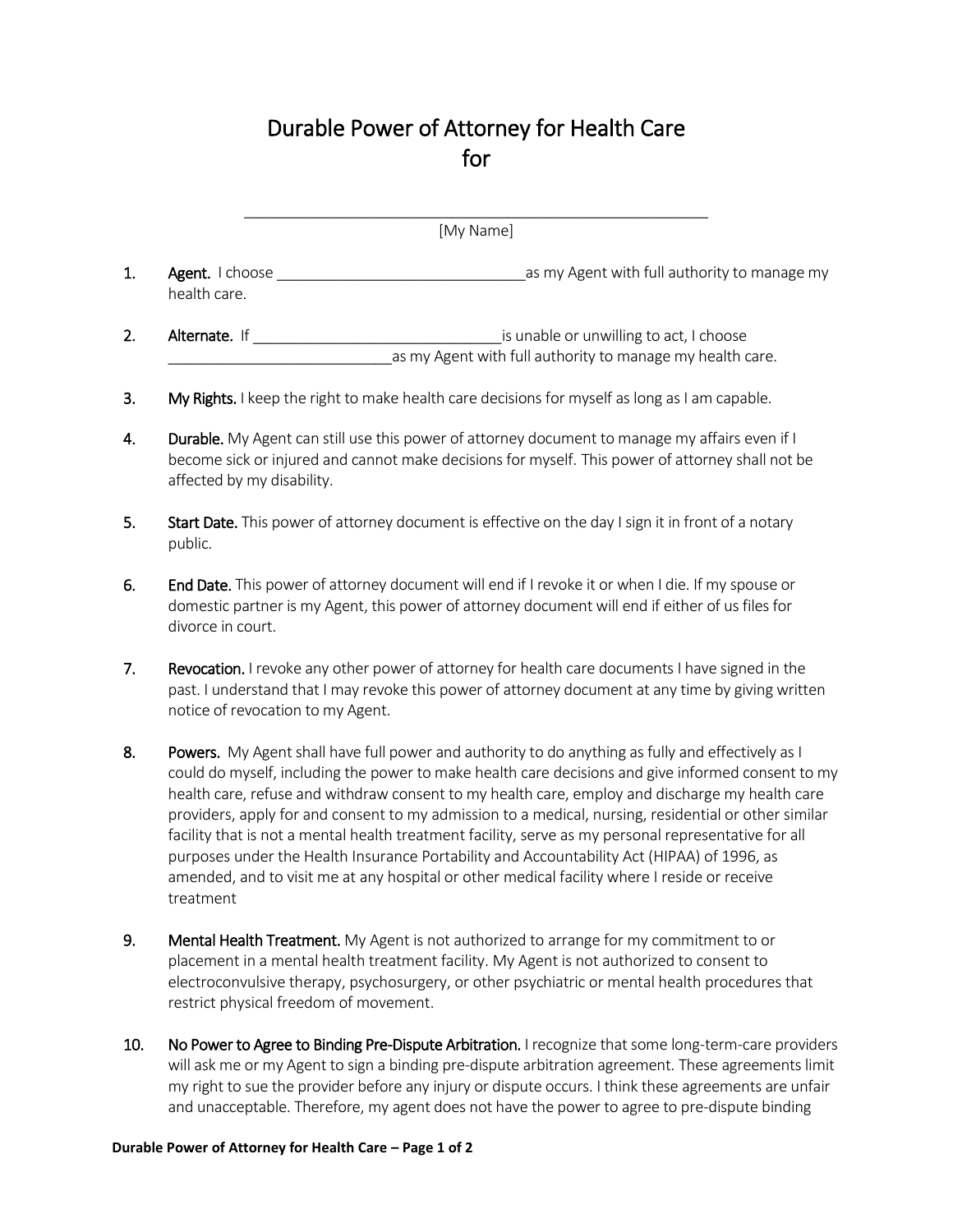# Durable Power of Attorney for Health Care for

_______________________________________________________

[My Name]

1. **Agent.** I choose ______________________________ as my Agent with full authority to manage my health care.

2. **Alternate.** If ______________________________ is unable or unwilling to act, I choose ___________________________ as my Agent with full authority to manage my health care.

3. **My Rights.** I keep the right to make health care decisions for myself as long as I am capable.

4. **Durable.** My Agent can still use this power of attorney document to manage my affairs even if I become sick or injured and cannot make decisions for myself. This power of attorney shall not be affected by my disability.

5. **Start Date.** This power of attorney document is effective on the day I sign it in front of a notary public.

6. **End Date.** This power of attorney document will end if I revoke it or when I die. If my spouse or domestic partner is my Agent, this power of attorney document will end if either of us files for divorce in court.

7. **Revocation.** I revoke any other power of attorney for health care documents I have signed in the past. I understand that I may revoke this power of attorney document at any time by giving written notice of revocation to my Agent.

8. **Powers.** My Agent shall have full power and authority to do anything as fully and effectively as I could do myself, including the power to make health care decisions and give informed consent to my health care, refuse and withdraw consent to my health care, employ and discharge my health care providers, apply for and consent to my admission to a medical, nursing, residential or other similar facility that is not a mental health treatment facility, serve as my personal representative for all purposes under the Health Insurance Portability and Accountability Act (HIPAA) of 1996, as amended, and to visit me at any hospital or other medical facility where I reside or receive treatment

9. **Mental Health Treatment.** My Agent is not authorized to arrange for my commitment to or placement in a mental health treatment facility. My Agent is not authorized to consent to electroconvulsive therapy, psychosurgery, or other psychiatric or mental health procedures that restrict physical freedom of movement.

10. **No Power to Agree to Binding Pre-Dispute Arbitration.** I recognize that some long-term-care providers will ask me or my Agent to sign a binding pre-dispute arbitration agreement. These agreements limit my right to sue the provider before any injury or dispute occurs. I think these agreements are unfair and unacceptable. Therefore, my agent does not have the power to agree to pre-dispute binding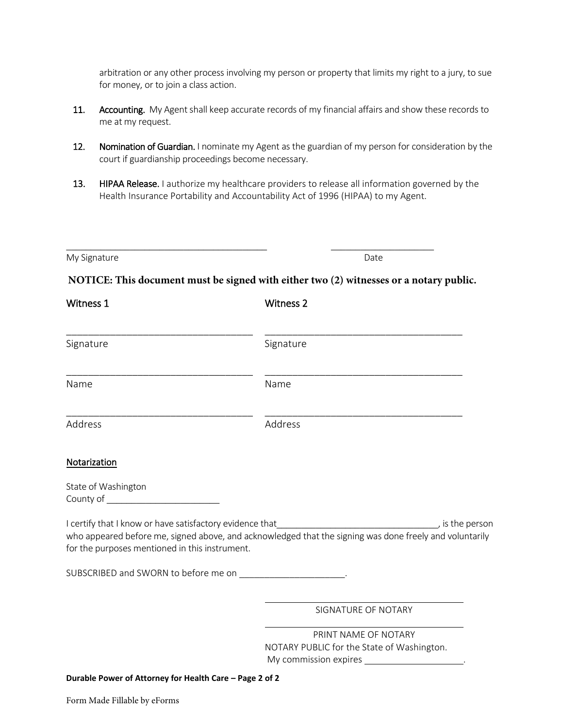arbitration or any other process involving my person or property that limits my right to a jury, to sue for money, or to join a class action.

11. **Accounting.** My Agent shall keep accurate records of my financial affairs and show these records to me at my request.

12. **Nomination of Guardian.** I nominate my Agent as the guardian of my person for consideration by the court if guardianship proceedings become necessary.

13. **HIPAA Release.** I authorize my healthcare providers to release all information governed by the Health Insurance Portability and Accountability Act of 1996 (HIPAA) to my Agent.

_______________________________________ ____________________
My Signature Date

**NOTICE: This document must be signed with either two (2) witnesses or a notary public.**

| Witness 1 | Witness 2 |
| --- | --- |
| ___________________________________ | ___________________________________ |
| Signature | Signature |
| ___________________________________ | ___________________________________ |
| Name | Name |
| ___________________________________ | ___________________________________ |
| Address | Address |

## Notarization

State of Washington
County of _______________________

I certify that I know or have satisfactory evidence that________________________________, is the person who appeared before me, signed above, and acknowledged that the signing was done freely and voluntarily for the purposes mentioned in this instrument.

SUBSCRIBED and SWORN to before me on _____________________.

_______________________________________
SIGNATURE OF NOTARY

_______________________________________
PRINT NAME OF NOTARY
NOTARY PUBLIC for the State of Washington.
My commission expires ____________________.

**Durable Power of Attorney for Health Care – Page 2 of 2**

Form Made Fillable by eForms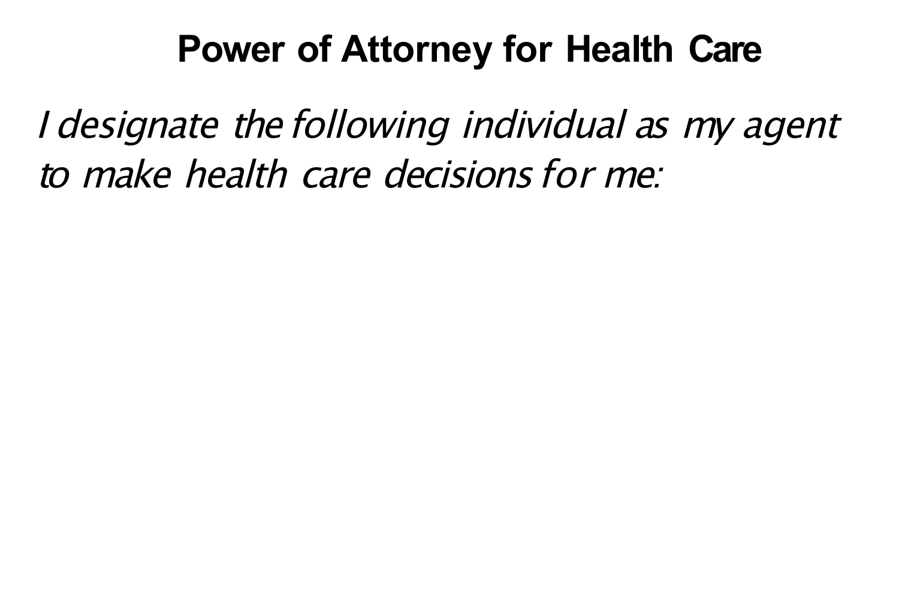# Power of Attorney for Health Care

*I designate the following individual as my agent to make health care decisions for me:*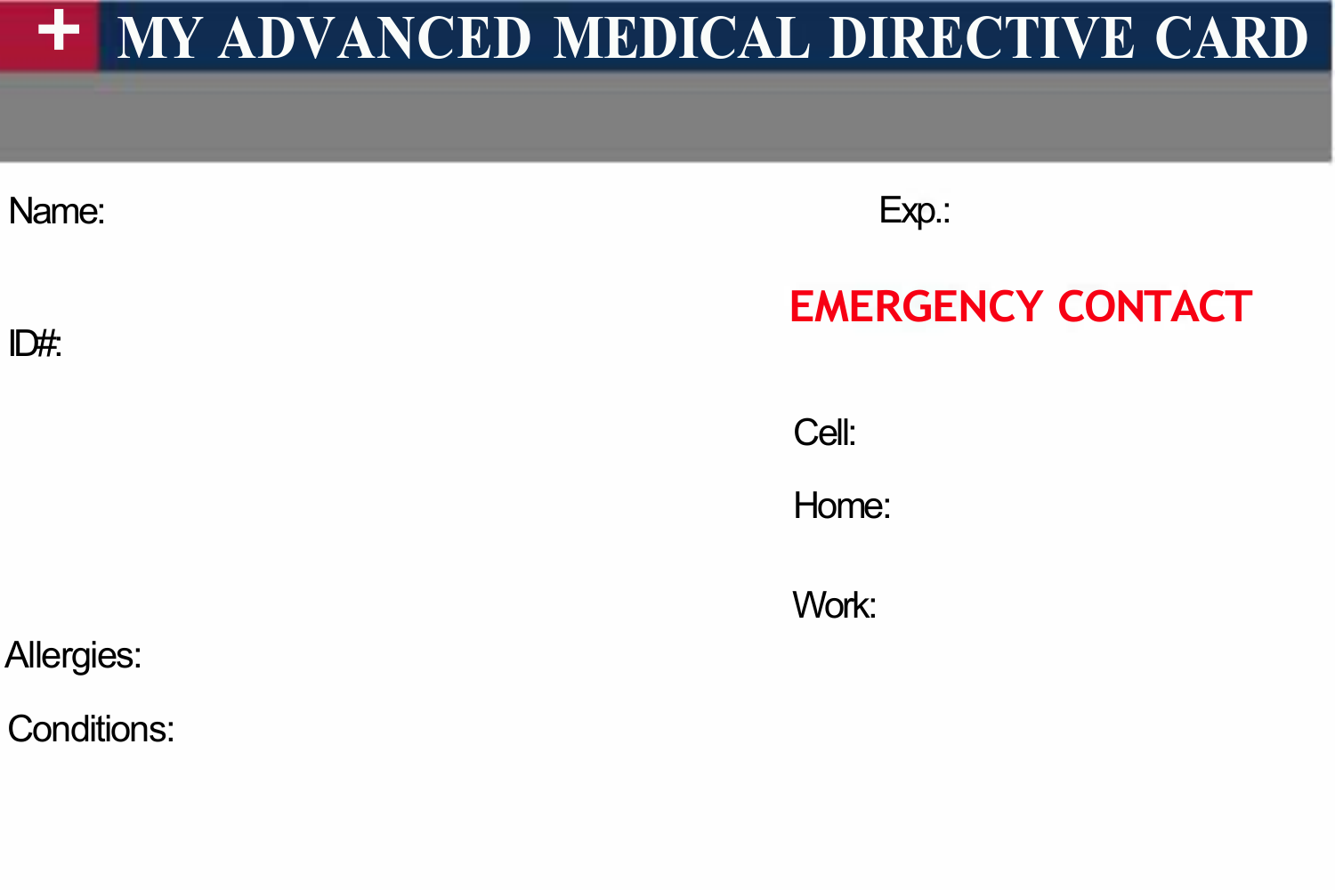# + MY ADVANCED MEDICAL DIRECTIVE CARD

Name:

Exp.:

ID#:

**EMERGENCY CONTACT**

Cell:

Home:

Work:

Allergies:

Conditions: